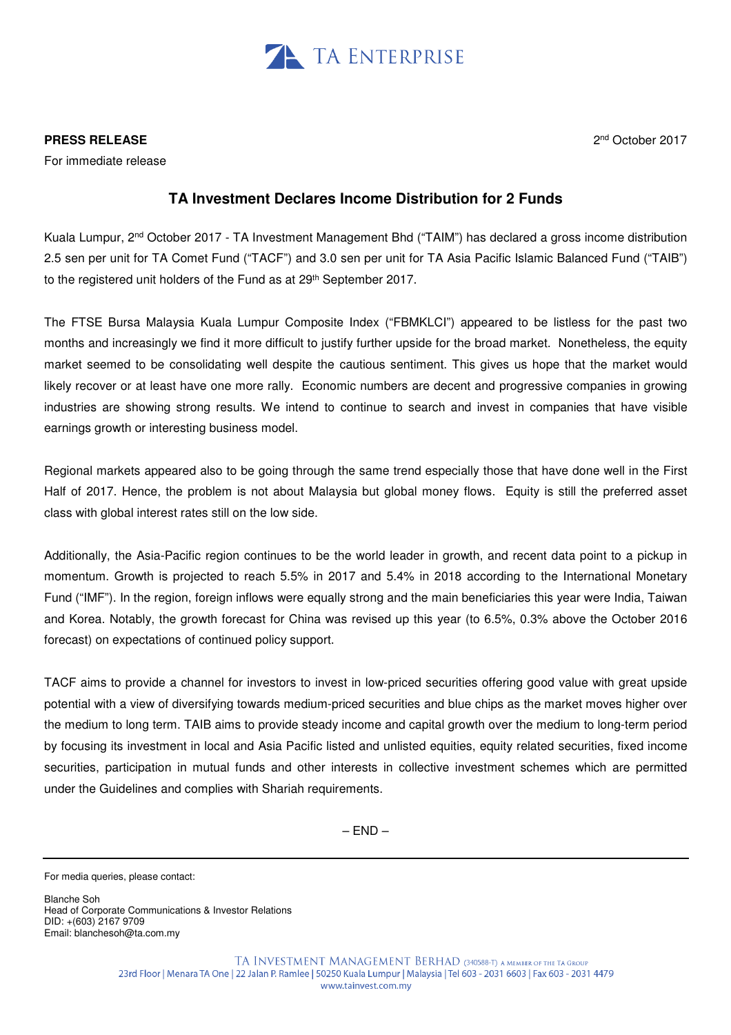TA ENTERPRISE

**PRESS RELEASE**

For immediate release

2nd October 2017

## TA Investment Declares Income Distribution for 2 Funds

Kuala Lumpur, 2nd October 2017 - TA Investment Management Bhd ("TAIM") has declared a gross income distribution 2.5 sen per unit for TA Comet Fund ("TACF") and 3.0 sen per unit for TA Asia Pacific Islamic Balanced Fund ("TAIB") to the registered unit holders of the Fund as at 29th September 2017.

The FTSE Bursa Malaysia Kuala Lumpur Composite Index ("FBMKLCI") appeared to be listless for the past two months and increasingly we find it more difficult to justify further upside for the broad market. Nonetheless, the equity market seemed to be consolidating well despite the cautious sentiment. This gives us hope that the market would likely recover or at least have one more rally. Economic numbers are decent and progressive companies in growing industries are showing strong results. We intend to continue to search and invest in companies that have visible earnings growth or interesting business model.

Regional markets appeared also to be going through the same trend especially those that have done well in the First Half of 2017. Hence, the problem is not about Malaysia but global money flows. Equity is still the preferred asset class with global interest rates still on the low side.

Additionally, the Asia-Pacific region continues to be the world leader in growth, and recent data point to a pickup in momentum. Growth is projected to reach 5.5% in 2017 and 5.4% in 2018 according to the International Monetary Fund ("IMF"). In the region, foreign inflows were equally strong and the main beneficiaries this year were India, Taiwan and Korea. Notably, the growth forecast for China was revised up this year (to 6.5%, 0.3% above the October 2016 forecast) on expectations of continued policy support.

TACF aims to provide a channel for investors to invest in low-priced securities offering good value with great upside potential with a view of diversifying towards medium-priced securities and blue chips as the market moves higher over the medium to long term. TAIB aims to provide steady income and capital growth over the medium to long-term period by focusing its investment in local and Asia Pacific listed and unlisted equities, equity related securities, fixed income securities, participation in mutual funds and other interests in collective investment schemes which are permitted under the Guidelines and complies with Shariah requirements.

– END –

---

For media queries, please contact:

Blanche Soh
Head of Corporate Communications & Investor Relations
DID: +(603) 2167 9709
Email: blanchesoh@ta.com.my

TA INVESTMENT MANAGEMENT BERHAD (340588-T) A MEMBER OF THE TA GROUP
23rd Floor | Menara TA One | 22 Jalan P. Ramlee | 50250 Kuala Lumpur | Malaysia | Tel 603 - 2031 6603 | Fax 603 - 2031 4479
www.tainvest.com.my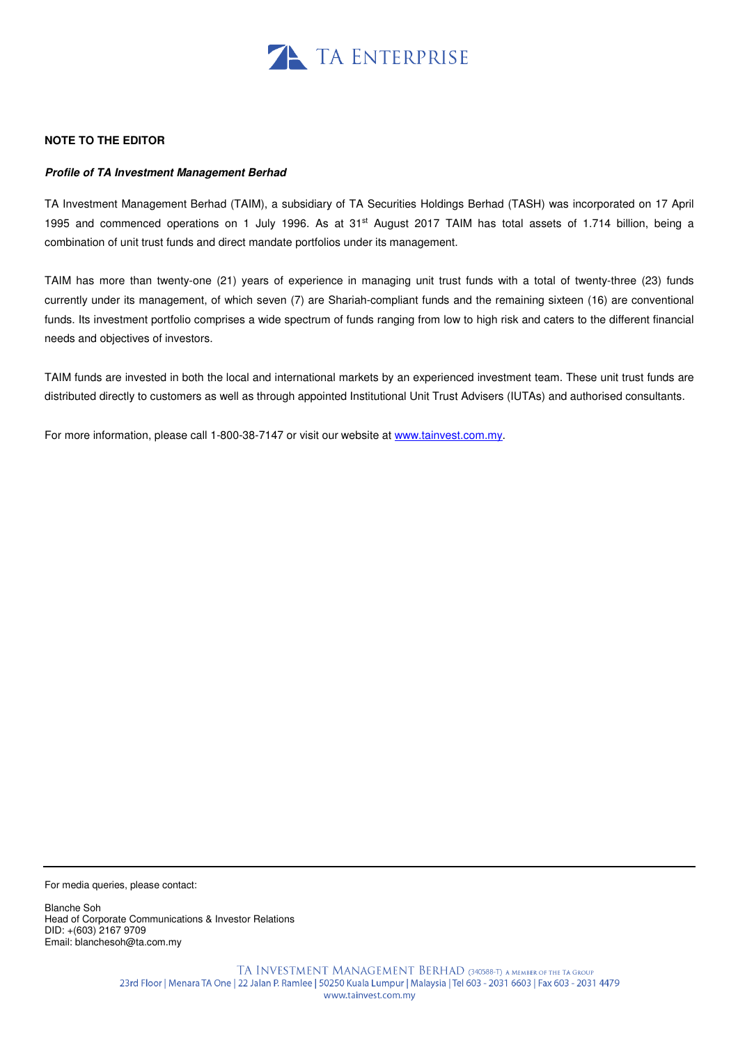**NOTE TO THE EDITOR**

***Profile of TA Investment Management Berhad***

TA Investment Management Berhad (TAIM), a subsidiary of TA Securities Holdings Berhad (TASH) was incorporated on 17 April 1995 and commenced operations on 1 July 1996. As at 31st August 2017 TAIM has total assets of 1.714 billion, being a combination of unit trust funds and direct mandate portfolios under its management.

TAIM has more than twenty-one (21) years of experience in managing unit trust funds with a total of twenty-three (23) funds currently under its management, of which seven (7) are Shariah-compliant funds and the remaining sixteen (16) are conventional funds. Its investment portfolio comprises a wide spectrum of funds ranging from low to high risk and caters to the different financial needs and objectives of investors.

TAIM funds are invested in both the local and international markets by an experienced investment team. These unit trust funds are distributed directly to customers as well as through appointed Institutional Unit Trust Advisers (IUTAs) and authorised consultants.

For more information, please call 1-800-38-7147 or visit our website at [www.tainvest.com.my](http://www.tainvest.com.my).

---

For media queries, please contact:

Blanche Soh
Head of Corporate Communications & Investor Relations
DID: +(603) 2167 9709
Email: blanchesoh@ta.com.my

TA INVESTMENT MANAGEMENT BERHAD (340588-T) A MEMBER OF THE TA GROUP
23rd Floor | Menara TA One | 22 Jalan P. Ramlee | 50250 Kuala Lumpur | Malaysia | Tel 603 - 2031 6603 | Fax 603 - 2031 4479
www.tainvest.com.my